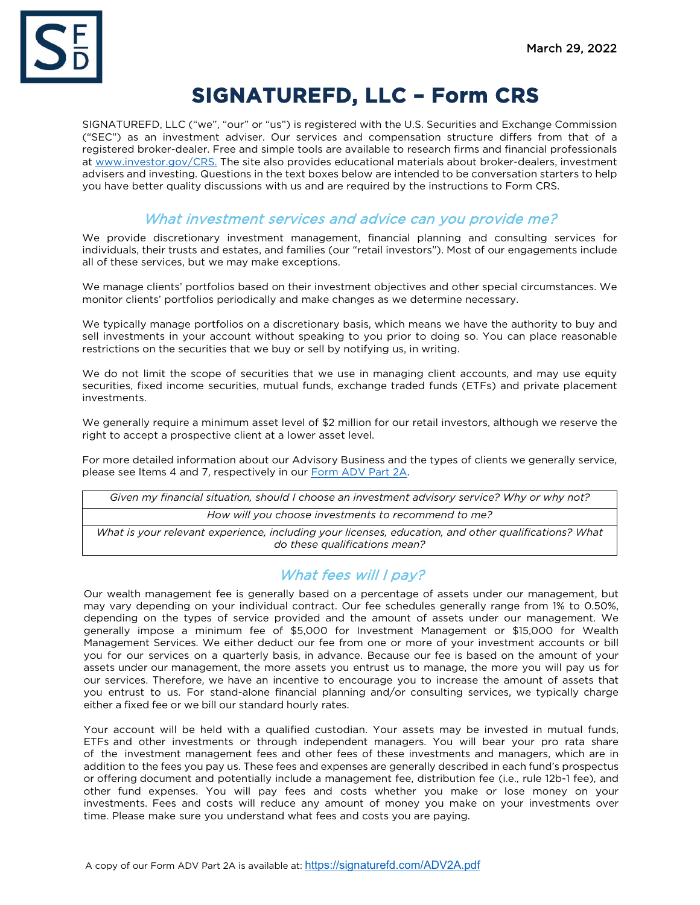March 29, 2022

# SIGNATUREFD, LLC – Form CRS

SIGNATUREFD, LLC ("we", "our" or "us") is registered with the U.S. Securities and Exchange Commission ("SEC") as an investment adviser. Our services and compensation structure differs from that of a registered broker-dealer. Free and simple tools are available to research firms and financial professionals at [www.investor.gov/CRS.](http://www.investor.gov/CRS) The site also provides educational materials about broker-dealers, investment advisers and investing. Questions in the text boxes below are intended to be conversation starters to help you have better quality discussions with us and are required by the instructions to Form CRS.

## *What investment services and advice can you provide me?*

We provide discretionary investment management, financial planning and consulting services for individuals, their trusts and estates, and families (our "retail investors"). Most of our engagements include all of these services, but we may make exceptions.

We manage clients' portfolios based on their investment objectives and other special circumstances. We monitor clients' portfolios periodically and make changes as we determine necessary.

We typically manage portfolios on a discretionary basis, which means we have the authority to buy and sell investments in your account without speaking to you prior to doing so. You can place reasonable restrictions on the securities that we buy or sell by notifying us, in writing.

We do not limit the scope of securities that we use in managing client accounts, and may use equity securities, fixed income securities, mutual funds, exchange traded funds (ETFs) and private placement investments.

We generally require a minimum asset level of $2 million for our retail investors, although we reserve the right to accept a prospective client at a lower asset level.

For more detailed information about our Advisory Business and the types of clients we generally service, please see Items 4 and 7, respectively in our Form ADV Part 2A.

| *Given my financial situation, should I choose an investment advisory service? Why or why not?* |
|---|
| *How will you choose investments to recommend to me?* |
| *What is your relevant experience, including your licenses, education, and other qualifications? What do these qualifications mean?* |

## *What fees will I pay?*

Our wealth management fee is generally based on a percentage of assets under our management, but may vary depending on your individual contract. Our fee schedules generally range from 1% to 0.50%, depending on the types of service provided and the amount of assets under our management. We generally impose a minimum fee of $5,000 for Investment Management or $15,000 for Wealth Management Services. We either deduct our fee from one or more of your investment accounts or bill you for our services on a quarterly basis, in advance. Because our fee is based on the amount of your assets under our management, the more assets you entrust us to manage, the more you will pay us for our services. Therefore, we have an incentive to encourage you to increase the amount of assets that you entrust to us. For stand-alone financial planning and/or consulting services, we typically charge either a fixed fee or we bill our standard hourly rates.

Your account will be held with a qualified custodian. Your assets may be invested in mutual funds, ETFs and other investments or through independent managers. You will bear your pro rata share of the investment management fees and other fees of these investments and managers, which are in addition to the fees you pay us. These fees and expenses are generally described in each fund's prospectus or offering document and potentially include a management fee, distribution fee (i.e., rule 12b-1 fee), and other fund expenses. You will pay fees and costs whether you make or lose money on your investments. Fees and costs will reduce any amount of money you make on your investments over time. Please make sure you understand what fees and costs you are paying.

A copy of our Form ADV Part 2A is available at: https://signaturefd.com/ADV2A.pdf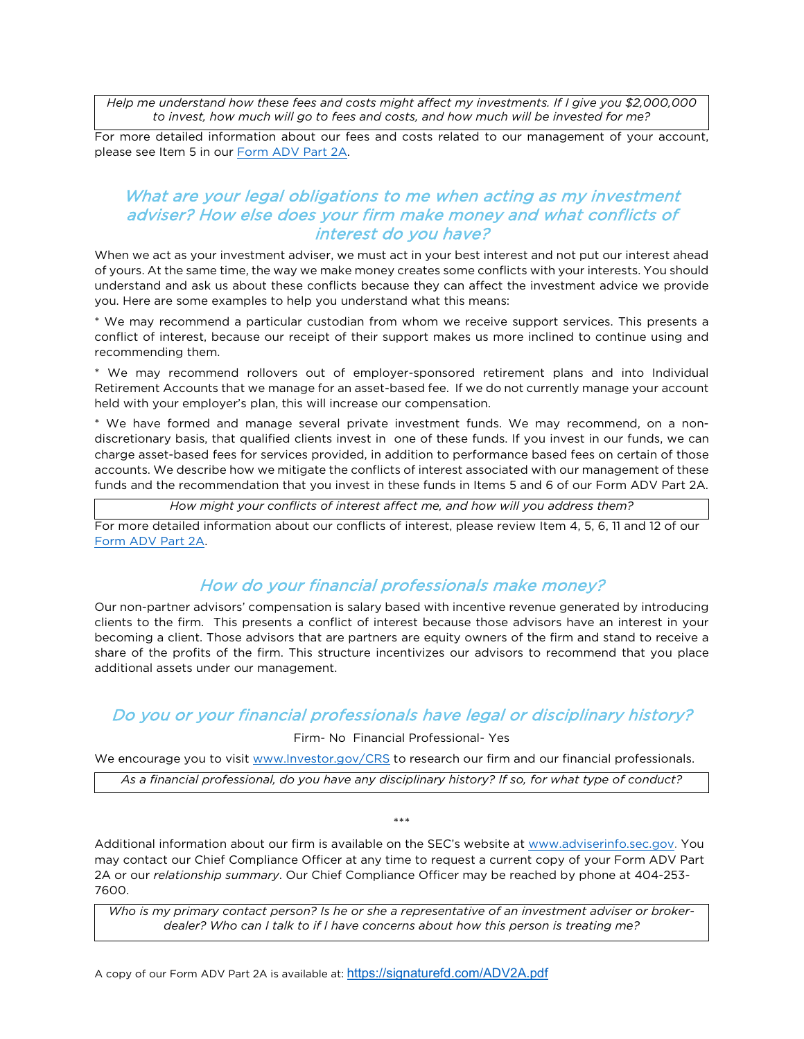*Help me understand how these fees and costs might affect my investments. If I give you $2,000,000 to invest, how much will go to fees and costs, and how much will be invested for me?*

For more detailed information about our fees and costs related to our management of your account, please see Item 5 in our [Form ADV Part 2A](https://signaturefd.com/ADV2A.pdf).

## *What are your legal obligations to me when acting as my investment adviser? How else does your firm make money and what conflicts of interest do you have?*

When we act as your investment adviser, we must act in your best interest and not put our interest ahead of yours. At the same time, the way we make money creates some conflicts with your interests. You should understand and ask us about these conflicts because they can affect the investment advice we provide you. Here are some examples to help you understand what this means:

* We may recommend a particular custodian from whom we receive support services. This presents a conflict of interest, because our receipt of their support makes us more inclined to continue using and recommending them.

* We may recommend rollovers out of employer-sponsored retirement plans and into Individual Retirement Accounts that we manage for an asset-based fee. If we do not currently manage your account held with your employer's plan, this will increase our compensation.

* We have formed and manage several private investment funds. We may recommend, on a non-discretionary basis, that qualified clients invest in one of these funds. If you invest in our funds, we can charge asset-based fees for services provided, in addition to performance based fees on certain of those accounts. We describe how we mitigate the conflicts of interest associated with our management of these funds and the recommendation that you invest in these funds in Items 5 and 6 of our Form ADV Part 2A.

*How might your conflicts of interest affect me, and how will you address them?*

For more detailed information about our conflicts of interest, please review Item 4, 5, 6, 11 and 12 of our [Form ADV Part 2A](https://signaturefd.com/ADV2A.pdf).

## *How do your financial professionals make money?*

Our non-partner advisors' compensation is salary based with incentive revenue generated by introducing clients to the firm. This presents a conflict of interest because those advisors have an interest in your becoming a client. Those advisors that are partners are equity owners of the firm and stand to receive a share of the profits of the firm. This structure incentivizes our advisors to recommend that you place additional assets under our management.

## *Do you or your financial professionals have legal or disciplinary history?*

Firm- No Financial Professional- Yes

We encourage you to visit [www.Investor.gov/CRS](http://www.Investor.gov/CRS) to research our firm and our financial professionals.

*As a financial professional, do you have any disciplinary history? If so, for what type of conduct?*

***

Additional information about our firm is available on the SEC's website at [www.adviserinfo.sec.gov](http://www.adviserinfo.sec.gov). You may contact our Chief Compliance Officer at any time to request a current copy of your Form ADV Part 2A or our *relationship summary*. Our Chief Compliance Officer may be reached by phone at 404-253-7600.

*Who is my primary contact person? Is he or she a representative of an investment adviser or broker-dealer? Who can I talk to if I have concerns about how this person is treating me?*

A copy of our Form ADV Part 2A is available at: https://signaturefd.com/ADV2A.pdf